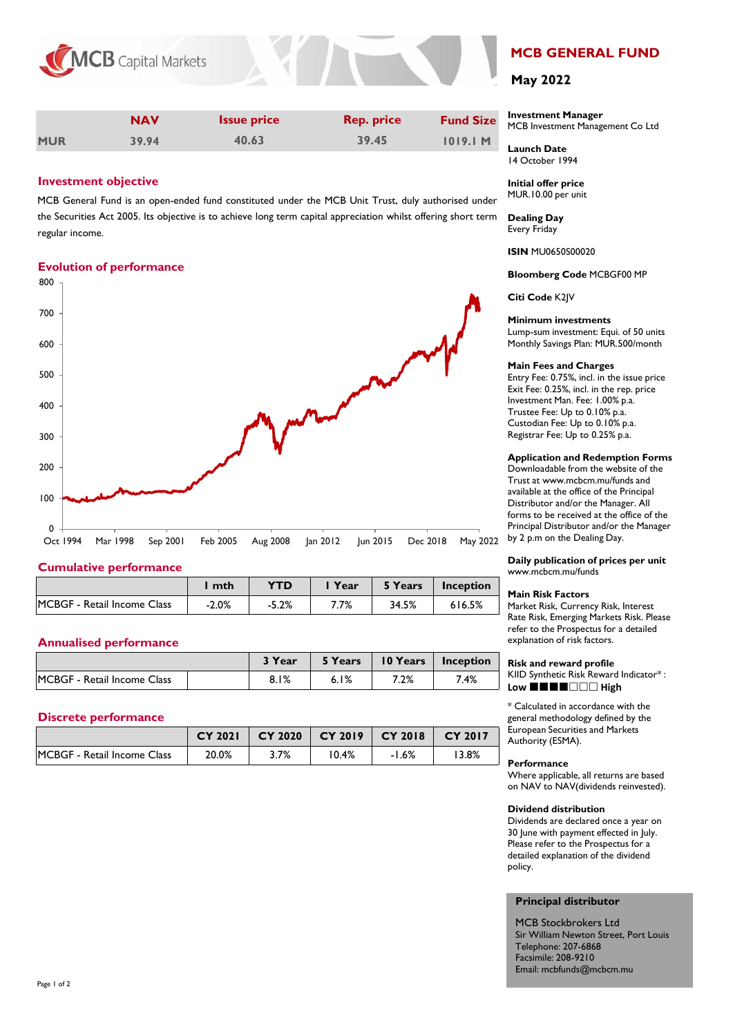# MCB GENERAL FUND

## May 2022

|  | NAV | Issue price | Rep. price | Fund Size |
|---|---|---|---|---|
| MUR | 39.94 | 40.63 | 39.45 | 1019.1 M |

### Investment objective

MCB General Fund is an open-ended fund constituted under the MCB Unit Trust, duly authorised under the Securities Act 2005. Its objective is to achieve long term capital appreciation whilst offering short term regular income.

### Evolution of performance

### Cumulative performance

|  | 1 mth | YTD | 1 Year | 5 Years | Inception |
|---|---|---|---|---|---|
| MCBGF - Retail Income Class | -2.0% | -5.2% | 7.7% | 34.5% | 616.5% |

### Annualised performance

|  |  | 3 Year | 5 Years | 10 Years | Inception |
|---|---|---|---|---|---|
| MCBGF - Retail Income Class |  | 8.1% | 6.1% | 7.2% | 7.4% |

### Discrete performance

|  | CY 2021 | CY 2020 | CY 2019 | CY 2018 | CY 2017 |
|---|---|---|---|---|---|
| MCBGF - Retail Income Class | 20.0% | 3.7% | 10.4% | -1.6% | 13.8% |

**Investment Manager**
MCB Investment Management Co Ltd

**Launch Date**
14 October 1994

**Initial offer price**
MUR.10.00 per unit

**Dealing Day**
Every Friday

**ISIN** MU0650S00020

**Bloomberg Code** MCBGF00 MP

**Citi Code** K2JV

**Minimum investments**
Lump-sum investment: Equi. of 50 units
Monthly Savings Plan: MUR.500/month

**Main Fees and Charges**
Entry Fee: 0.75%, incl. in the issue price
Exit Fee: 0.25%, incl. in the rep. price
Investment Man. Fee: 1.00% p.a.
Trustee Fee: Up to 0.10% p.a.
Custodian Fee: Up to 0.10% p.a.
Registrar Fee: Up to 0.25% p.a.

**Application and Redemption Forms**
Downloadable from the website of the Trust at www.mcbcm.mu/funds and available at the office of the Principal Distributor and/or the Manager. All forms to be received at the office of the Principal Distributor and/or the Manager by 2 p.m on the Dealing Day.

**Daily publication of prices per unit**
www.mcbcm.mu/funds

**Main Risk Factors**
Market Risk, Currency Risk, Interest Rate Risk, Emerging Markets Risk. Please refer to the Prospectus for a detailed explanation of risk factors.

**Risk and reward profile**
KIID Synthetic Risk Reward Indicator* :
**Low** ■■■■□□□ **High**

* Calculated in accordance with the general methodology defined by the European Securities and Markets Authority (ESMA).

**Performance**
Where applicable, all returns are based on NAV to NAV(dividends reinvested).

**Dividend distribution**
Dividends are declared once a year on 30 June with payment effected in July. Please refer to the Prospectus for a detailed explanation of the dividend policy.

**Principal distributor**

MCB Stockbrokers Ltd
Sir William Newton Street, Port Louis
Telephone: 207-6868
Facsimile: 208-9210
Email: mcbfunds@mcbcm.mu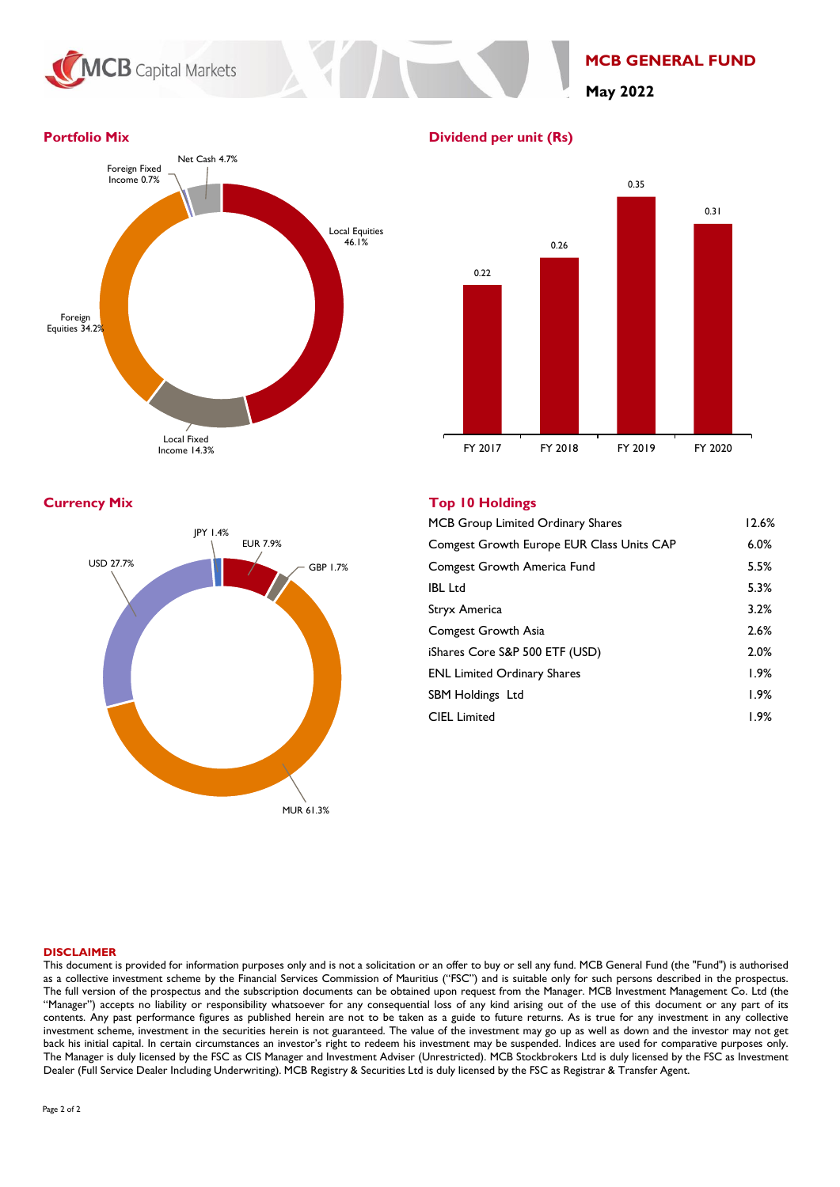# MCB GENERAL FUND

**May 2022**

## Portfolio Mix

Net Cash 4.7%
Foreign Fixed Income 0.7%
Local Equities 46.1%
Foreign Equities 34.2%
Local Fixed Income 14.3%

## Dividend per unit (Rs)

0.22
0.26
0.35
0.31
FY 2017
FY 2018
FY 2019
FY 2020

## Currency Mix

JPY 1.4%
EUR 7.9%
USD 27.7%
GBP 1.7%
MUR 61.3%

## Top 10 Holdings

| | |
|---|---|
| MCB Group Limited Ordinary Shares | 12.6% |
| Comgest Growth Europe EUR Class Units CAP | 6.0% |
| Comgest Growth America Fund | 5.5% |
| IBL Ltd | 5.3% |
| Stryx America | 3.2% |
| Comgest Growth Asia | 2.6% |
| iShares Core S&P 500 ETF (USD) | 2.0% |
| ENL Limited Ordinary Shares | 1.9% |
| SBM Holdings Ltd | 1.9% |
| CIEL Limited | 1.9% |

**DISCLAIMER**

This document is provided for information purposes only and is not a solicitation or an offer to buy or sell any fund. MCB General Fund (the "Fund") is authorised as a collective investment scheme by the Financial Services Commission of Mauritius ("FSC") and is suitable only for such persons described in the prospectus. The full version of the prospectus and the subscription documents can be obtained upon request from the Manager. MCB Investment Management Co. Ltd (the "Manager") accepts no liability or responsibility whatsoever for any consequential loss of any kind arising out of the use of this document or any part of its contents. Any past performance figures as published herein are not to be taken as a guide to future returns. As is true for any investment in any collective investment scheme, investment in the securities herein is not guaranteed. The value of the investment may go up as well as down and the investor may not get back his initial capital. In certain circumstances an investor's right to redeem his investment may be suspended. Indices are used for comparative purposes only. The Manager is duly licensed by the FSC as CIS Manager and Investment Adviser (Unrestricted). MCB Stockbrokers Ltd is duly licensed by the FSC as Investment Dealer (Full Service Dealer Including Underwriting). MCB Registry & Securities Ltd is duly licensed by the FSC as Registrar & Transfer Agent.